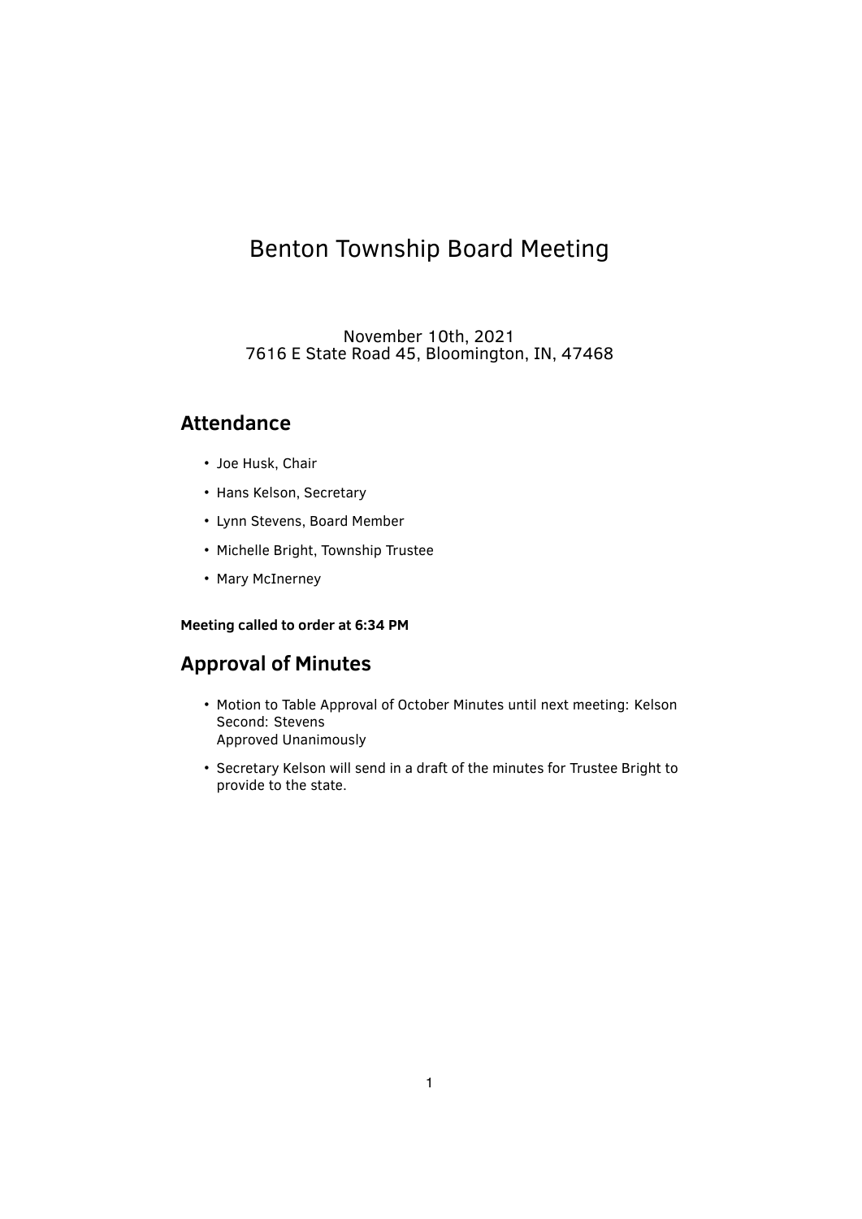# Benton Township Board Meeting

November 10th, 2021
7616 E State Road 45, Bloomington, IN, 47468

## Attendance

- Joe Husk, Chair
- Hans Kelson, Secretary
- Lynn Stevens, Board Member
- Michelle Bright, Township Trustee
- Mary McInerney

**Meeting called to order at 6:34 PM**

## Approval of Minutes

- Motion to Table Approval of October Minutes until next meeting: Kelson
  Second: Stevens
  Approved Unanimously
- Secretary Kelson will send in a draft of the minutes for Trustee Bright to provide to the state.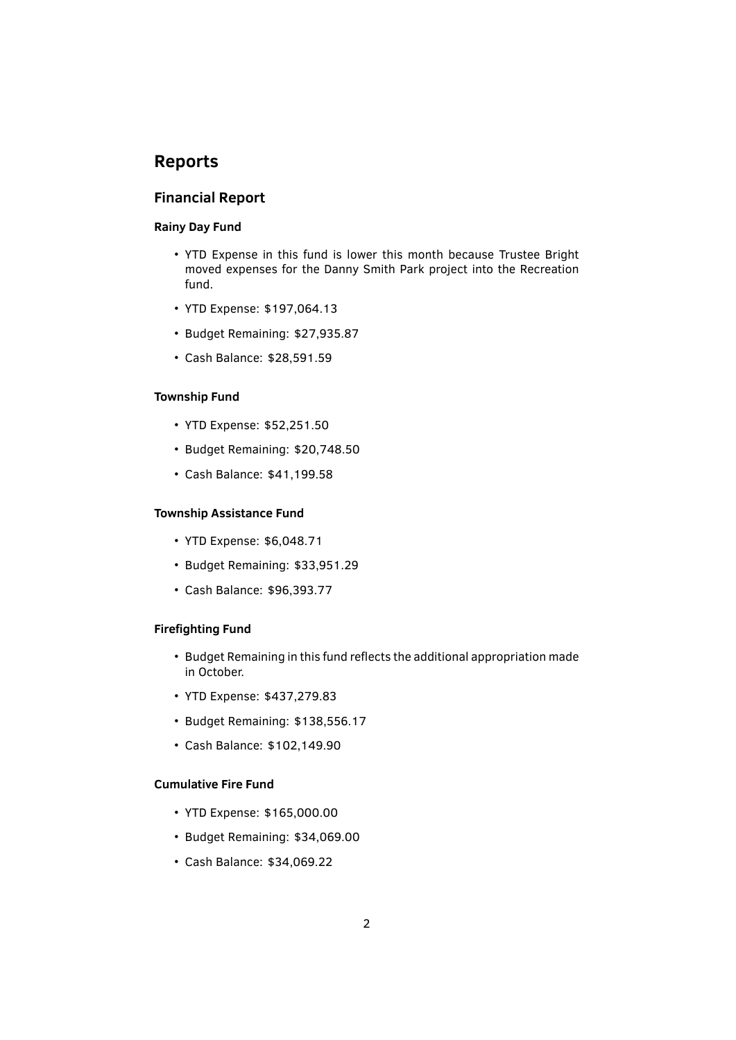# Reports

## Financial Report

### Rainy Day Fund

- YTD Expense in this fund is lower this month because Trustee Bright moved expenses for the Danny Smith Park project into the Recreation fund.
- YTD Expense: $197,064.13
- Budget Remaining: $27,935.87
- Cash Balance: $28,591.59

### Township Fund

- YTD Expense: $52,251.50
- Budget Remaining: $20,748.50
- Cash Balance: $41,199.58

### Township Assistance Fund

- YTD Expense: $6,048.71
- Budget Remaining: $33,951.29
- Cash Balance: $96,393.77

### Firefighting Fund

- Budget Remaining in this fund reflects the additional appropriation made in October.
- YTD Expense: $437,279.83
- Budget Remaining: $138,556.17
- Cash Balance: $102,149.90

### Cumulative Fire Fund

- YTD Expense: $165,000.00
- Budget Remaining: $34,069.00
- Cash Balance: $34,069.22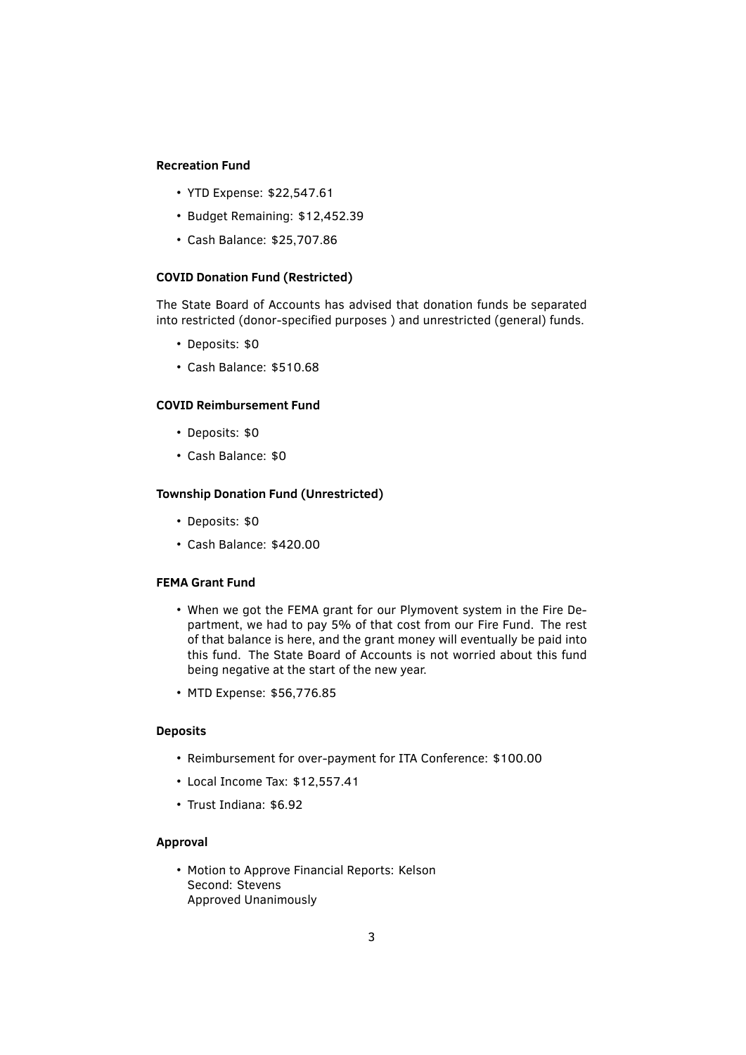**Recreation Fund**

- YTD Expense: $22,547.61
- Budget Remaining: $12,452.39
- Cash Balance: $25,707.86

**COVID Donation Fund (Restricted)**

The State Board of Accounts has advised that donation funds be separated into restricted (donor-specified purposes ) and unrestricted (general) funds.

- Deposits: $0
- Cash Balance: $510.68

**COVID Reimbursement Fund**

- Deposits: $0
- Cash Balance: $0

**Township Donation Fund (Unrestricted)**

- Deposits: $0
- Cash Balance: $420.00

**FEMA Grant Fund**

- When we got the FEMA grant for our Plymovent system in the Fire Department, we had to pay 5% of that cost from our Fire Fund. The rest of that balance is here, and the grant money will eventually be paid into this fund. The State Board of Accounts is not worried about this fund being negative at the start of the new year.
- MTD Expense: $56,776.85

**Deposits**

- Reimbursement for over-payment for ITA Conference: $100.00
- Local Income Tax: $12,557.41
- Trust Indiana: $6.92

**Approval**

- Motion to Approve Financial Reports: Kelson
  Second: Stevens
  Approved Unanimously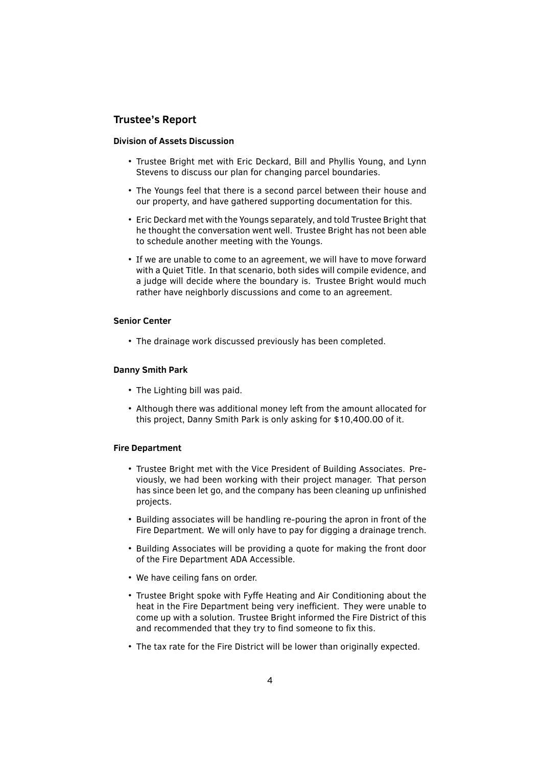## Trustee's Report

### Division of Assets Discussion

- Trustee Bright met with Eric Deckard, Bill and Phyllis Young, and Lynn Stevens to discuss our plan for changing parcel boundaries.
- The Youngs feel that there is a second parcel between their house and our property, and have gathered supporting documentation for this.
- Eric Deckard met with the Youngs separately, and told Trustee Bright that he thought the conversation went well. Trustee Bright has not been able to schedule another meeting with the Youngs.
- If we are unable to come to an agreement, we will have to move forward with a Quiet Title. In that scenario, both sides will compile evidence, and a judge will decide where the boundary is. Trustee Bright would much rather have neighborly discussions and come to an agreement.

### Senior Center

- The drainage work discussed previously has been completed.

### Danny Smith Park

- The Lighting bill was paid.
- Although there was additional money left from the amount allocated for this project, Danny Smith Park is only asking for $10,400.00 of it.

### Fire Department

- Trustee Bright met with the Vice President of Building Associates. Previously, we had been working with their project manager. That person has since been let go, and the company has been cleaning up unfinished projects.
- Building associates will be handling re-pouring the apron in front of the Fire Department. We will only have to pay for digging a drainage trench.
- Building Associates will be providing a quote for making the front door of the Fire Department ADA Accessible.
- We have ceiling fans on order.
- Trustee Bright spoke with Fyffe Heating and Air Conditioning about the heat in the Fire Department being very inefficient. They were unable to come up with a solution. Trustee Bright informed the Fire District of this and recommended that they try to find someone to fix this.
- The tax rate for the Fire District will be lower than originally expected.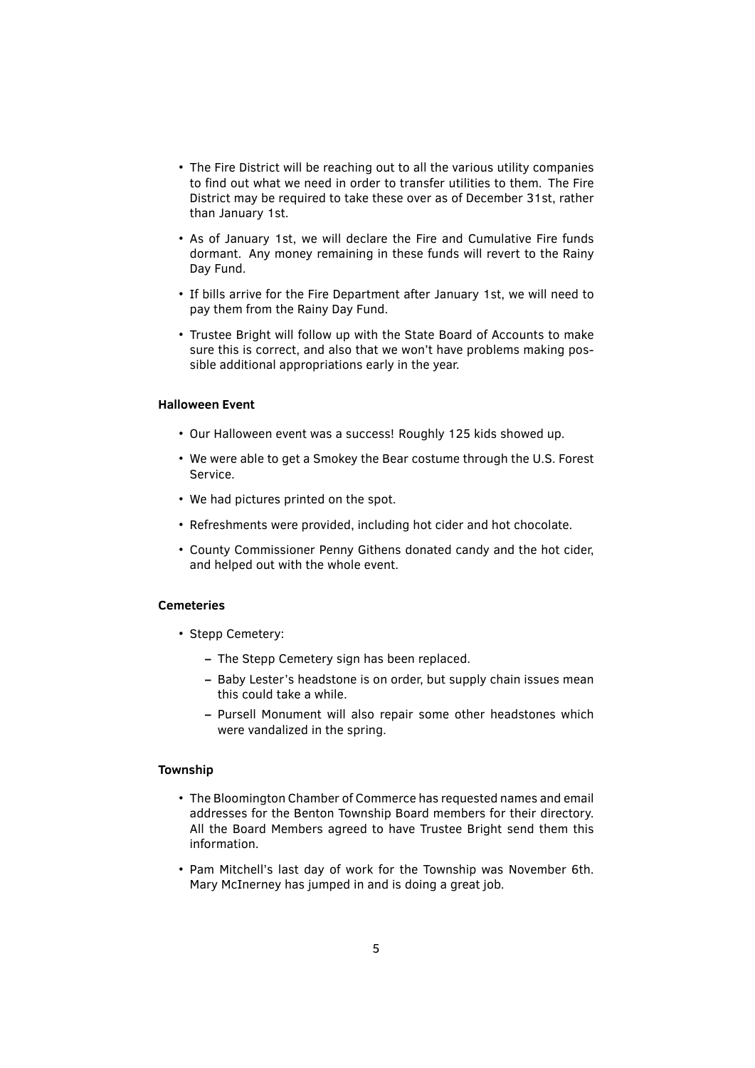- The Fire District will be reaching out to all the various utility companies to find out what we need in order to transfer utilities to them. The Fire District may be required to take these over as of December 31st, rather than January 1st.
- As of January 1st, we will declare the Fire and Cumulative Fire funds dormant. Any money remaining in these funds will revert to the Rainy Day Fund.
- If bills arrive for the Fire Department after January 1st, we will need to pay them from the Rainy Day Fund.
- Trustee Bright will follow up with the State Board of Accounts to make sure this is correct, and also that we won't have problems making possible additional appropriations early in the year.

**Halloween Event**

- Our Halloween event was a success! Roughly 125 kids showed up.
- We were able to get a Smokey the Bear costume through the U.S. Forest Service.
- We had pictures printed on the spot.
- Refreshments were provided, including hot cider and hot chocolate.
- County Commissioner Penny Githens donated candy and the hot cider, and helped out with the whole event.

**Cemeteries**

- Stepp Cemetery:
  - The Stepp Cemetery sign has been replaced.
  - Baby Lester's headstone is on order, but supply chain issues mean this could take a while.
  - Pursell Monument will also repair some other headstones which were vandalized in the spring.

**Township**

- The Bloomington Chamber of Commerce has requested names and email addresses for the Benton Township Board members for their directory. All the Board Members agreed to have Trustee Bright send them this information.
- Pam Mitchell's last day of work for the Township was November 6th. Mary McInerney has jumped in and is doing a great job.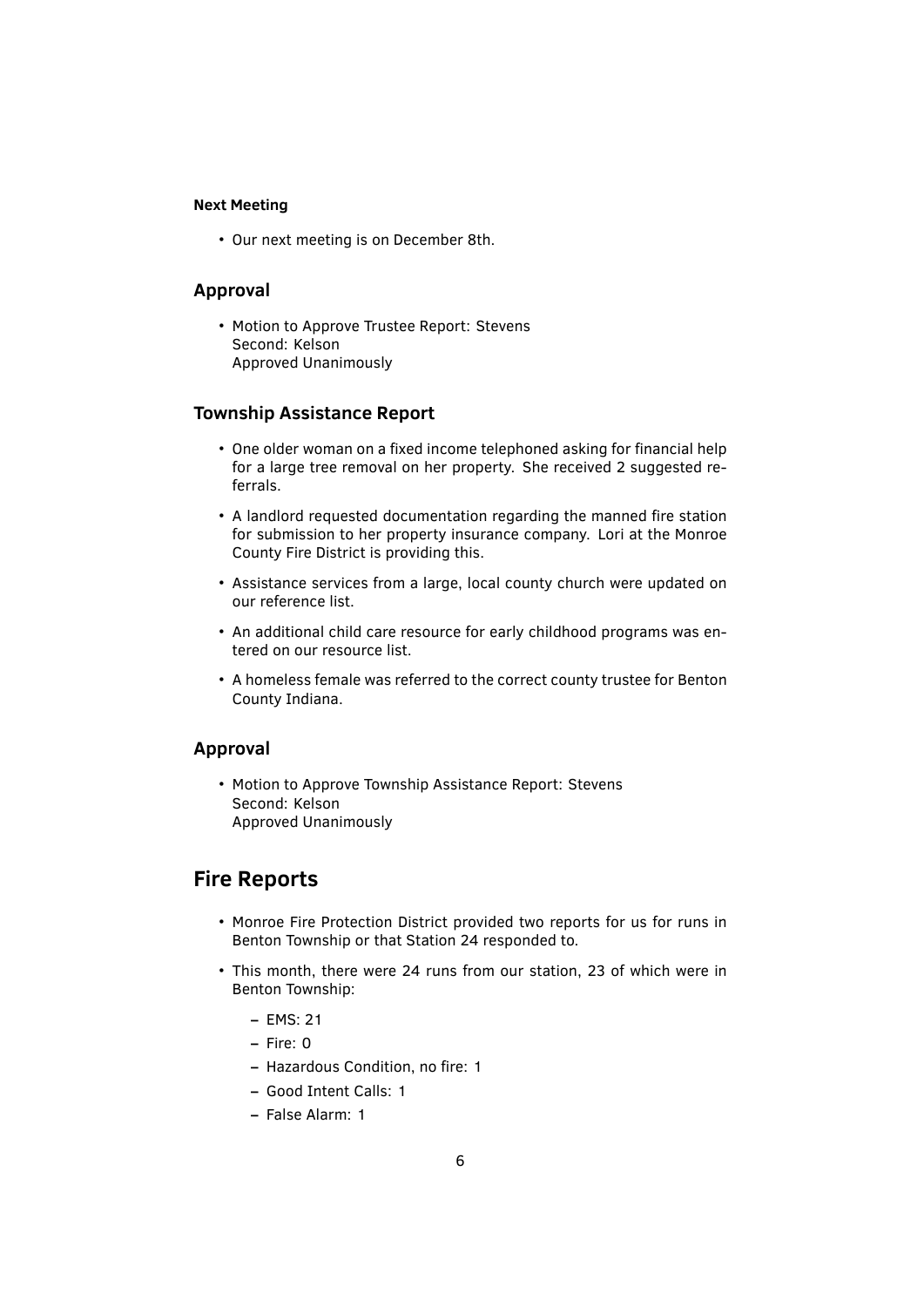#### Next Meeting

- Our next meeting is on December 8th.

### Approval

- Motion to Approve Trustee Report: Stevens
  Second: Kelson
  Approved Unanimously

### Township Assistance Report

- One older woman on a fixed income telephoned asking for financial help for a large tree removal on her property. She received 2 suggested referrals.
- A landlord requested documentation regarding the manned fire station for submission to her property insurance company. Lori at the Monroe County Fire District is providing this.
- Assistance services from a large, local county church were updated on our reference list.
- An additional child care resource for early childhood programs was entered on our resource list.
- A homeless female was referred to the correct county trustee for Benton County Indiana.

### Approval

- Motion to Approve Township Assistance Report: Stevens
  Second: Kelson
  Approved Unanimously

## Fire Reports

- Monroe Fire Protection District provided two reports for us for runs in Benton Township or that Station 24 responded to.
- This month, there were 24 runs from our station, 23 of which were in Benton Township:
  - EMS: 21
  - Fire: 0
  - Hazardous Condition, no fire: 1
  - Good Intent Calls: 1
  - False Alarm: 1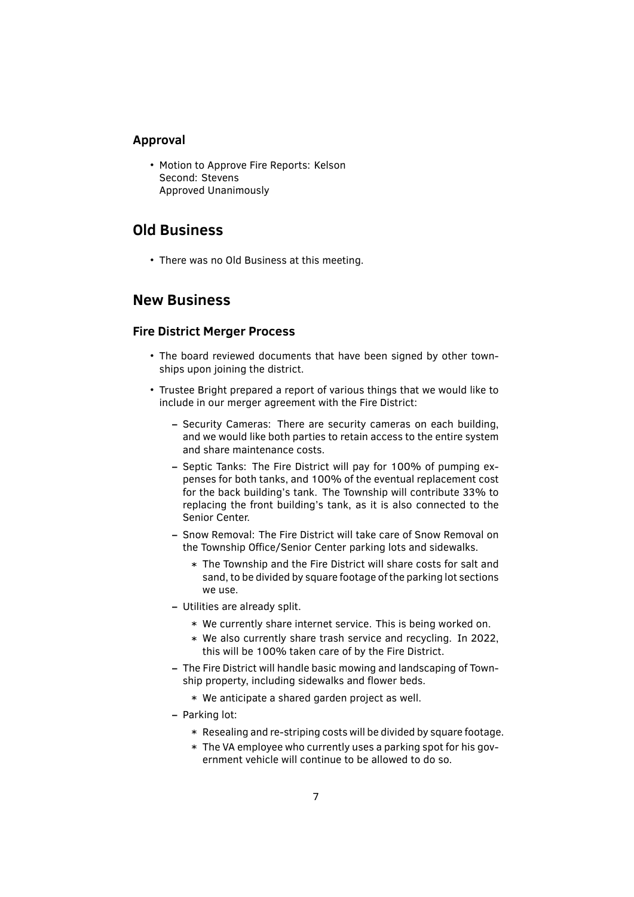### Approval

- Motion to Approve Fire Reports: Kelson
  Second: Stevens
  Approved Unanimously

## Old Business

- There was no Old Business at this meeting.

## New Business

### Fire District Merger Process

- The board reviewed documents that have been signed by other townships upon joining the district.
- Trustee Bright prepared a report of various things that we would like to include in our merger agreement with the Fire District:
  - Security Cameras: There are security cameras on each building, and we would like both parties to retain access to the entire system and share maintenance costs.
  - Septic Tanks: The Fire District will pay for 100% of pumping expenses for both tanks, and 100% of the eventual replacement cost for the back building's tank. The Township will contribute 33% to replacing the front building's tank, as it is also connected to the Senior Center.
  - Snow Removal: The Fire District will take care of Snow Removal on the Township Office/Senior Center parking lots and sidewalks.
    - The Township and the Fire District will share costs for salt and sand, to be divided by square footage of the parking lot sections we use.
  - Utilities are already split.
    - We currently share internet service. This is being worked on.
    - We also currently share trash service and recycling. In 2022, this will be 100% taken care of by the Fire District.
  - The Fire District will handle basic mowing and landscaping of Township property, including sidewalks and flower beds.
    - We anticipate a shared garden project as well.
  - Parking lot:
    - Resealing and re-striping costs will be divided by square footage.
    - The VA employee who currently uses a parking spot for his government vehicle will continue to be allowed to do so.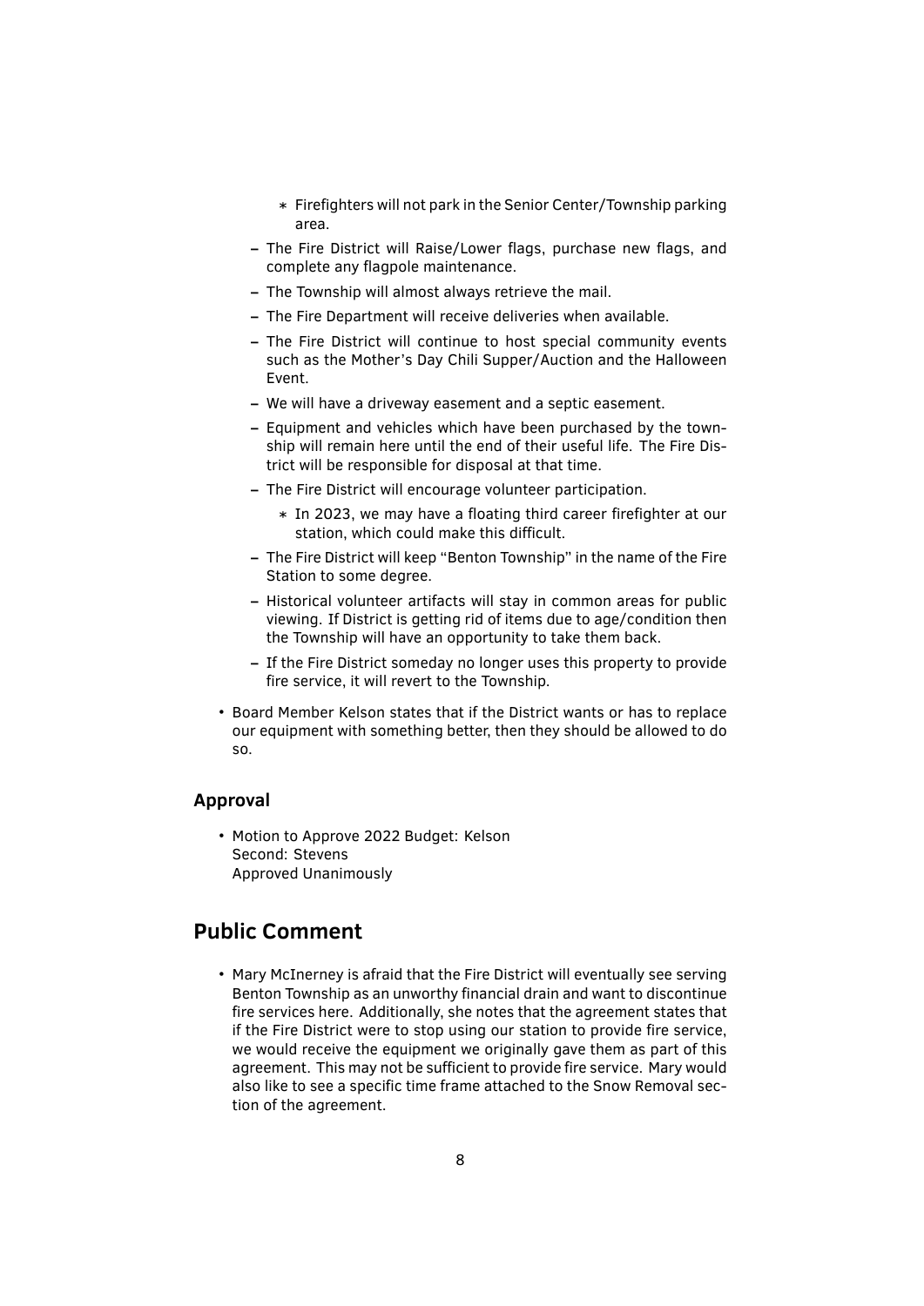- Firefighters will not park in the Senior Center/Township parking area.
  - The Fire District will Raise/Lower flags, purchase new flags, and complete any flagpole maintenance.
  - The Township will almost always retrieve the mail.
  - The Fire Department will receive deliveries when available.
  - The Fire District will continue to host special community events such as the Mother's Day Chili Supper/Auction and the Halloween Event.
  - We will have a driveway easement and a septic easement.
  - Equipment and vehicles which have been purchased by the township will remain here until the end of their useful life. The Fire District will be responsible for disposal at that time.
  - The Fire District will encourage volunteer participation.
    - In 2023, we may have a floating third career firefighter at our station, which could make this difficult.
  - The Fire District will keep "Benton Township" in the name of the Fire Station to some degree.
  - Historical volunteer artifacts will stay in common areas for public viewing. If District is getting rid of items due to age/condition then the Township will have an opportunity to take them back.
  - If the Fire District someday no longer uses this property to provide fire service, it will revert to the Township.
- Board Member Kelson states that if the District wants or has to replace our equipment with something better, then they should be allowed to do so.

### Approval

- Motion to Approve 2022 Budget: Kelson
  Second: Stevens
  Approved Unanimously

## Public Comment

- Mary McInerney is afraid that the Fire District will eventually see serving Benton Township as an unworthy financial drain and want to discontinue fire services here. Additionally, she notes that the agreement states that if the Fire District were to stop using our station to provide fire service, we would receive the equipment we originally gave them as part of this agreement. This may not be sufficient to provide fire service. Mary would also like to see a specific time frame attached to the Snow Removal section of the agreement.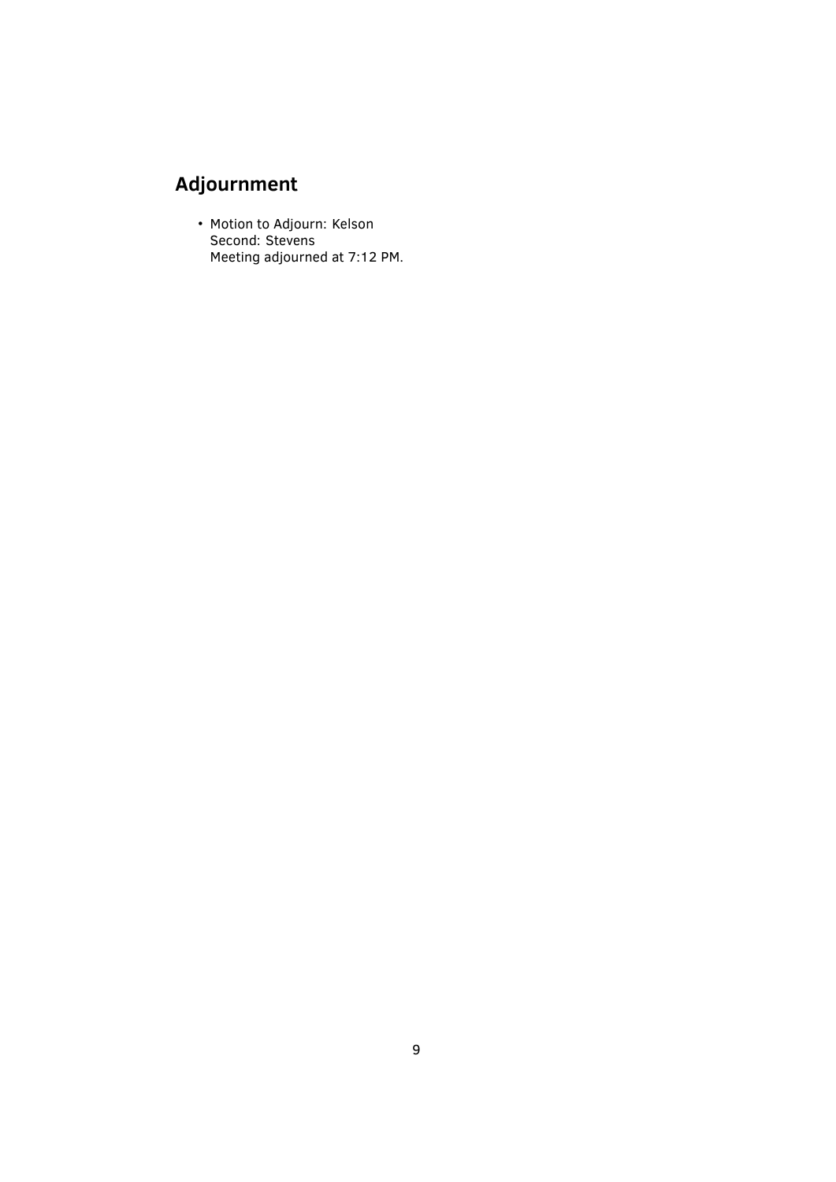## Adjournment

- Motion to Adjourn: Kelson
  Second: Stevens
  Meeting adjourned at 7:12 PM.